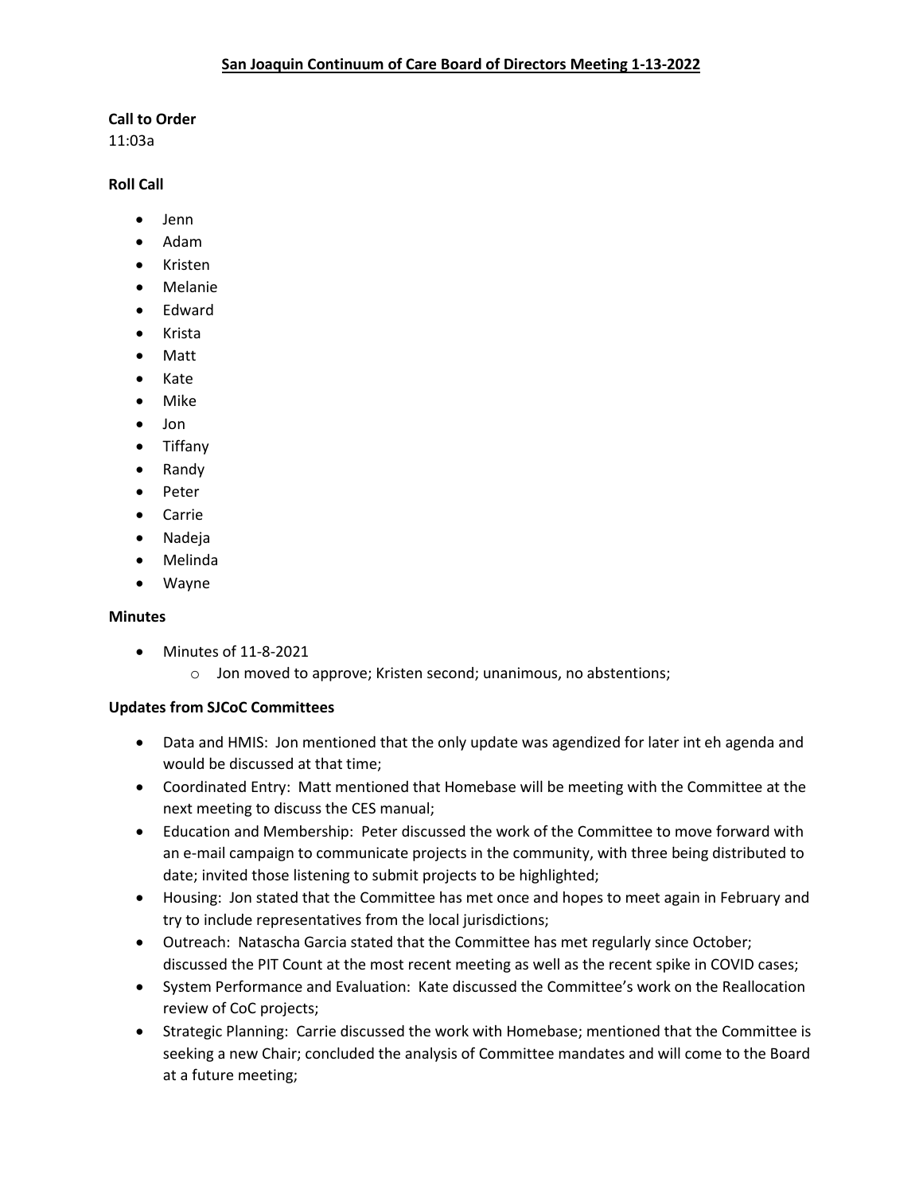# San Joaquin Continuum of Care Board of Directors Meeting 1-13-2022

**Call to Order**

11:03a

**Roll Call**

- Jenn
- Adam
- Kristen
- Melanie
- Edward
- Krista
- Matt
- Kate
- Mike
- Jon
- Tiffany
- Randy
- Peter
- Carrie
- Nadeja
- Melinda
- Wayne

**Minutes**

- Minutes of 11-8-2021
  - Jon moved to approve; Kristen second; unanimous, no abstentions;

**Updates from SJCoC Committees**

- Data and HMIS: Jon mentioned that the only update was agendized for later int eh agenda and would be discussed at that time;
- Coordinated Entry: Matt mentioned that Homebase will be meeting with the Committee at the next meeting to discuss the CES manual;
- Education and Membership: Peter discussed the work of the Committee to move forward with an e-mail campaign to communicate projects in the community, with three being distributed to date; invited those listening to submit projects to be highlighted;
- Housing: Jon stated that the Committee has met once and hopes to meet again in February and try to include representatives from the local jurisdictions;
- Outreach: Natascha Garcia stated that the Committee has met regularly since October; discussed the PIT Count at the most recent meeting as well as the recent spike in COVID cases;
- System Performance and Evaluation: Kate discussed the Committee's work on the Reallocation review of CoC projects;
- Strategic Planning: Carrie discussed the work with Homebase; mentioned that the Committee is seeking a new Chair; concluded the analysis of Committee mandates and will come to the Board at a future meeting;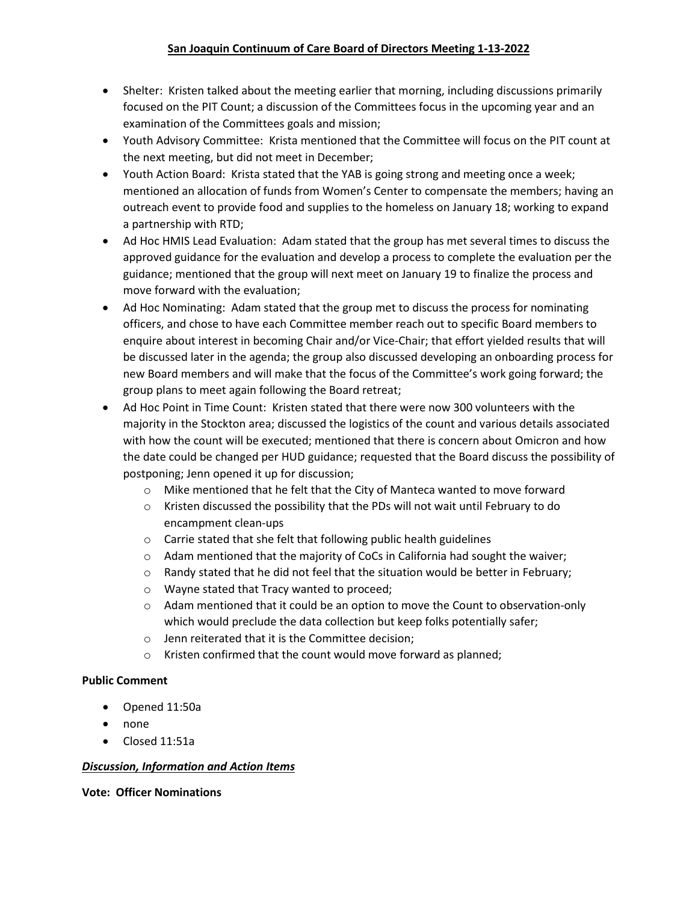## San Joaquin Continuum of Care Board of Directors Meeting 1-13-2022

- Shelter: Kristen talked about the meeting earlier that morning, including discussions primarily focused on the PIT Count; a discussion of the Committees focus in the upcoming year and an examination of the Committees goals and mission;
- Youth Advisory Committee: Krista mentioned that the Committee will focus on the PIT count at the next meeting, but did not meet in December;
- Youth Action Board: Krista stated that the YAB is going strong and meeting once a week; mentioned an allocation of funds from Women's Center to compensate the members; having an outreach event to provide food and supplies to the homeless on January 18; working to expand a partnership with RTD;
- Ad Hoc HMIS Lead Evaluation: Adam stated that the group has met several times to discuss the approved guidance for the evaluation and develop a process to complete the evaluation per the guidance; mentioned that the group will next meet on January 19 to finalize the process and move forward with the evaluation;
- Ad Hoc Nominating: Adam stated that the group met to discuss the process for nominating officers, and chose to have each Committee member reach out to specific Board members to enquire about interest in becoming Chair and/or Vice-Chair; that effort yielded results that will be discussed later in the agenda; the group also discussed developing an onboarding process for new Board members and will make that the focus of the Committee's work going forward; the group plans to meet again following the Board retreat;
- Ad Hoc Point in Time Count: Kristen stated that there were now 300 volunteers with the majority in the Stockton area; discussed the logistics of the count and various details associated with how the count will be executed; mentioned that there is concern about Omicron and how the date could be changed per HUD guidance; requested that the Board discuss the possibility of postponing; Jenn opened it up for discussion;
  - Mike mentioned that he felt that the City of Manteca wanted to move forward
  - Kristen discussed the possibility that the PDs will not wait until February to do encampment clean-ups
  - Carrie stated that she felt that following public health guidelines
  - Adam mentioned that the majority of CoCs in California had sought the waiver;
  - Randy stated that he did not feel that the situation would be better in February;
  - Wayne stated that Tracy wanted to proceed;
  - Adam mentioned that it could be an option to move the Count to observation-only which would preclude the data collection but keep folks potentially safer;
  - Jenn reiterated that it is the Committee decision;
  - Kristen confirmed that the count would move forward as planned;

**Public Comment**

- Opened 11:50a
- none
- Closed 11:51a

***Discussion, Information and Action Items***

**Vote: Officer Nominations**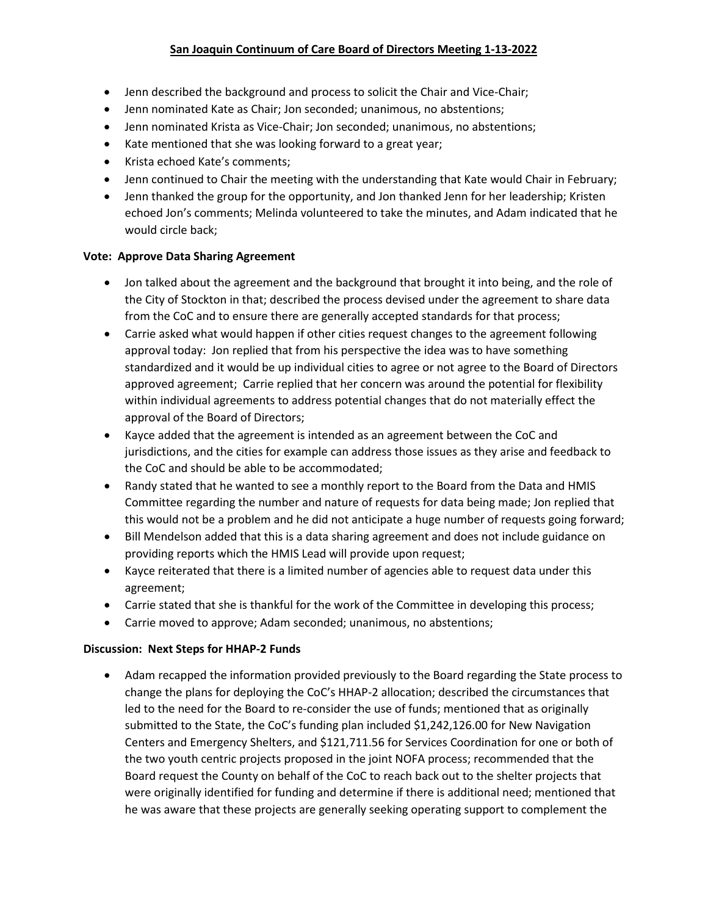**San Joaquin Continuum of Care Board of Directors Meeting 1-13-2022**

- Jenn described the background and process to solicit the Chair and Vice-Chair;
- Jenn nominated Kate as Chair; Jon seconded; unanimous, no abstentions;
- Jenn nominated Krista as Vice-Chair; Jon seconded; unanimous, no abstentions;
- Kate mentioned that she was looking forward to a great year;
- Krista echoed Kate's comments;
- Jenn continued to Chair the meeting with the understanding that Kate would Chair in February;
- Jenn thanked the group for the opportunity, and Jon thanked Jenn for her leadership; Kristen echoed Jon's comments; Melinda volunteered to take the minutes, and Adam indicated that he would circle back;

**Vote: Approve Data Sharing Agreement**

- Jon talked about the agreement and the background that brought it into being, and the role of the City of Stockton in that; described the process devised under the agreement to share data from the CoC and to ensure there are generally accepted standards for that process;
- Carrie asked what would happen if other cities request changes to the agreement following approval today: Jon replied that from his perspective the idea was to have something standardized and it would be up individual cities to agree or not agree to the Board of Directors approved agreement; Carrie replied that her concern was around the potential for flexibility within individual agreements to address potential changes that do not materially effect the approval of the Board of Directors;
- Kayce added that the agreement is intended as an agreement between the CoC and jurisdictions, and the cities for example can address those issues as they arise and feedback to the CoC and should be able to be accommodated;
- Randy stated that he wanted to see a monthly report to the Board from the Data and HMIS Committee regarding the number and nature of requests for data being made; Jon replied that this would not be a problem and he did not anticipate a huge number of requests going forward;
- Bill Mendelson added that this is a data sharing agreement and does not include guidance on providing reports which the HMIS Lead will provide upon request;
- Kayce reiterated that there is a limited number of agencies able to request data under this agreement;
- Carrie stated that she is thankful for the work of the Committee in developing this process;
- Carrie moved to approve; Adam seconded; unanimous, no abstentions;

**Discussion: Next Steps for HHAP-2 Funds**

- Adam recapped the information provided previously to the Board regarding the State process to change the plans for deploying the CoC's HHAP-2 allocation; described the circumstances that led to the need for the Board to re-consider the use of funds; mentioned that as originally submitted to the State, the CoC's funding plan included $1,242,126.00 for New Navigation Centers and Emergency Shelters, and $121,711.56 for Services Coordination for one or both of the two youth centric projects proposed in the joint NOFA process; recommended that the Board request the County on behalf of the CoC to reach back out to the shelter projects that were originally identified for funding and determine if there is additional need; mentioned that he was aware that these projects are generally seeking operating support to complement the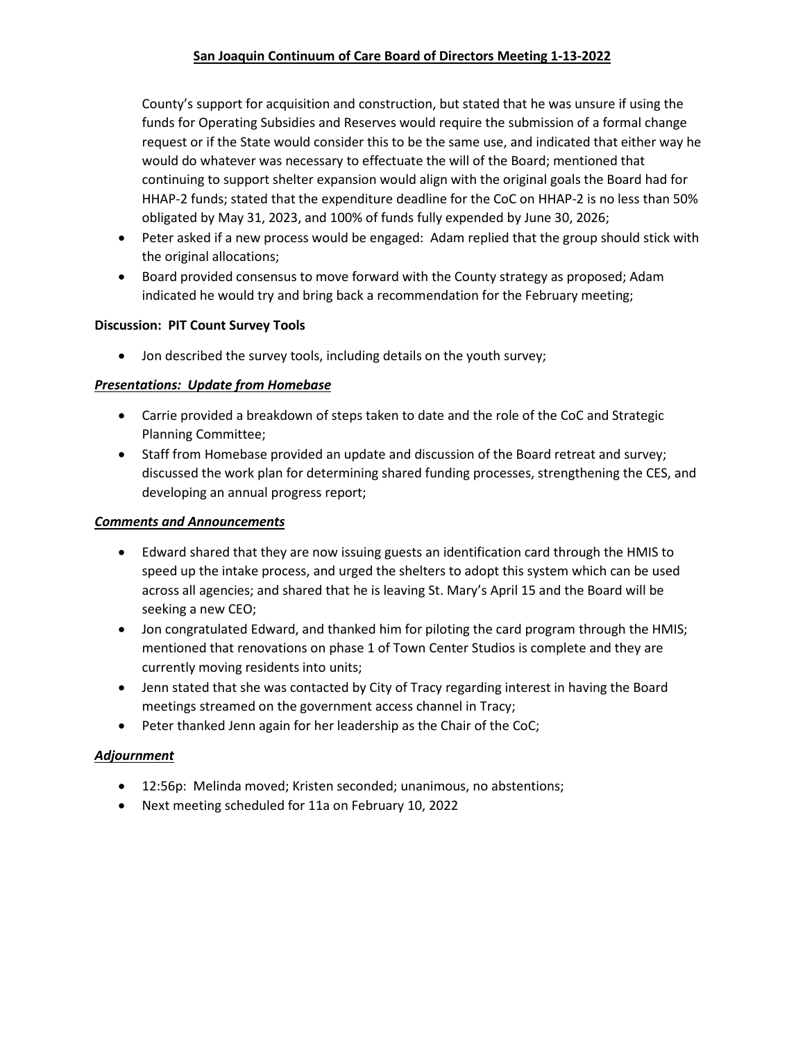County's support for acquisition and construction, but stated that he was unsure if using the funds for Operating Subsidies and Reserves would require the submission of a formal change request or if the State would consider this to be the same use, and indicated that either way he would do whatever was necessary to effectuate the will of the Board; mentioned that continuing to support shelter expansion would align with the original goals the Board had for HHAP-2 funds; stated that the expenditure deadline for the CoC on HHAP-2 is no less than 50% obligated by May 31, 2023, and 100% of funds fully expended by June 30, 2026;

- Peter asked if a new process would be engaged: Adam replied that the group should stick with the original allocations;
- Board provided consensus to move forward with the County strategy as proposed; Adam indicated he would try and bring back a recommendation for the February meeting;

**Discussion: PIT Count Survey Tools**

- Jon described the survey tools, including details on the youth survey;

***Presentations: Update from Homebase***

- Carrie provided a breakdown of steps taken to date and the role of the CoC and Strategic Planning Committee;
- Staff from Homebase provided an update and discussion of the Board retreat and survey; discussed the work plan for determining shared funding processes, strengthening the CES, and developing an annual progress report;

***Comments and Announcements***

- Edward shared that they are now issuing guests an identification card through the HMIS to speed up the intake process, and urged the shelters to adopt this system which can be used across all agencies; and shared that he is leaving St. Mary's April 15 and the Board will be seeking a new CEO;
- Jon congratulated Edward, and thanked him for piloting the card program through the HMIS; mentioned that renovations on phase 1 of Town Center Studios is complete and they are currently moving residents into units;
- Jenn stated that she was contacted by City of Tracy regarding interest in having the Board meetings streamed on the government access channel in Tracy;
- Peter thanked Jenn again for her leadership as the Chair of the CoC;

***Adjournment***

- 12:56p: Melinda moved; Kristen seconded; unanimous, no abstentions;
- Next meeting scheduled for 11a on February 10, 2022